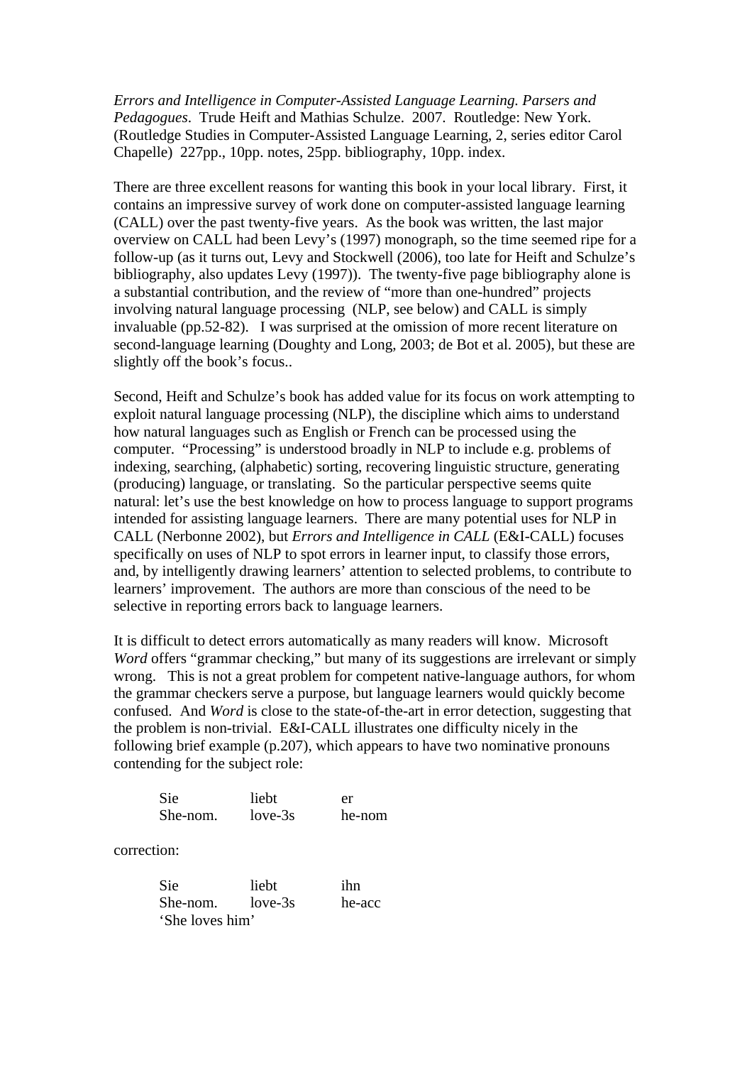*Errors and Intelligence in Computer-Assisted Language Learning. Parsers and Pedagogues*. Trude Heift and Mathias Schulze. 2007. Routledge: New York. (Routledge Studies in Computer-Assisted Language Learning, 2, series editor Carol Chapelle) 227pp., 10pp. notes, 25pp. bibliography, 10pp. index.

There are three excellent reasons for wanting this book in your local library. First, it contains an impressive survey of work done on computer-assisted language learning (CALL) over the past twenty-five years. As the book was written, the last major overview on CALL had been Levy's (1997) monograph, so the time seemed ripe for a follow-up (as it turns out, Levy and Stockwell (2006), too late for Heift and Schulze's bibliography, also updates Levy (1997)). The twenty-five page bibliography alone is a substantial contribution, and the review of "more than one-hundred" projects involving natural language processing (NLP, see below) and CALL is simply invaluable (pp.52-82). I was surprised at the omission of more recent literature on second-language learning (Doughty and Long, 2003; de Bot et al. 2005), but these are slightly off the book's focus..

Second, Heift and Schulze's book has added value for its focus on work attempting to exploit natural language processing (NLP), the discipline which aims to understand how natural languages such as English or French can be processed using the computer. "Processing" is understood broadly in NLP to include e.g. problems of indexing, searching, (alphabetic) sorting, recovering linguistic structure, generating (producing) language, or translating. So the particular perspective seems quite natural: let's use the best knowledge on how to process language to support programs intended for assisting language learners. There are many potential uses for NLP in CALL (Nerbonne 2002), but *Errors and Intelligence in CALL* (E&I-CALL) focuses specifically on uses of NLP to spot errors in learner input, to classify those errors, and, by intelligently drawing learners' attention to selected problems, to contribute to learners' improvement. The authors are more than conscious of the need to be selective in reporting errors back to language learners.

It is difficult to detect errors automatically as many readers will know. Microsoft *Word* offers "grammar checking," but many of its suggestions are irrelevant or simply wrong. This is not a great problem for competent native-language authors, for whom the grammar checkers serve a purpose, but language learners would quickly become confused. And *Word* is close to the state-of-the-art in error detection, suggesting that the problem is non-trivial. E&I-CALL illustrates one difficulty nicely in the following brief example (p.207), which appears to have two nominative pronouns contending for the subject role:

| Sie | liebt | er |
|---|---|---|
| She-nom. | love-3s | he-nom |

correction:

| Sie | liebt | ihn |
|---|---|---|
| She-nom. | love-3s | he-acc |

'She loves him'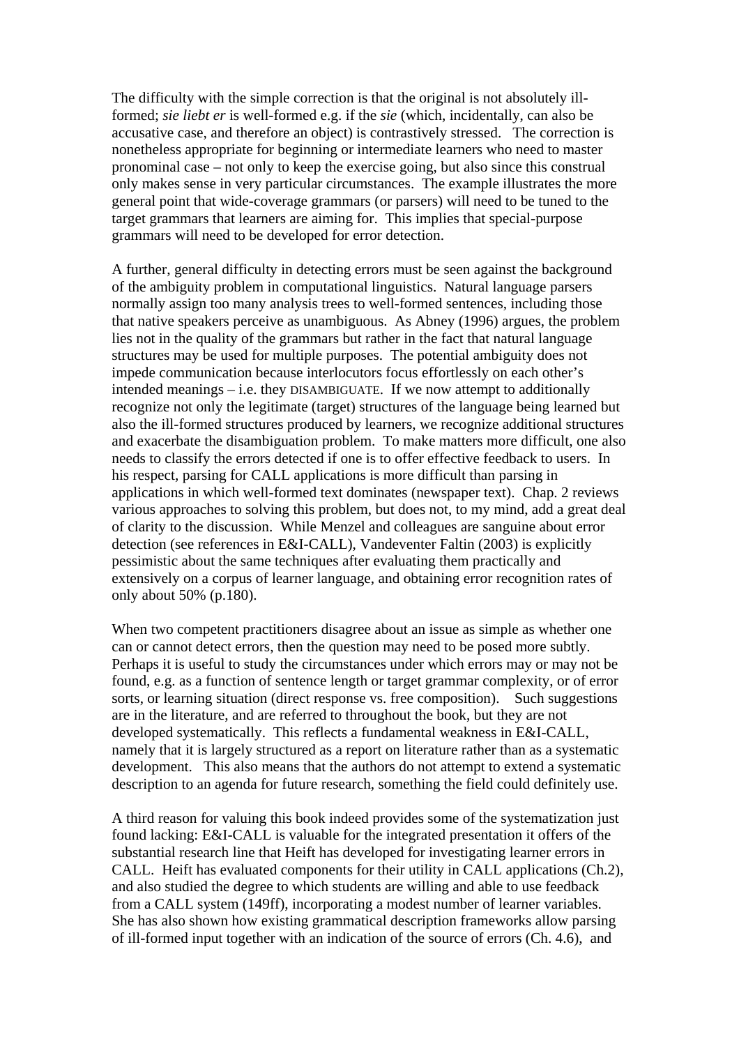The difficulty with the simple correction is that the original is not absolutely ill-formed; *sie liebt er* is well-formed e.g. if the *sie* (which, incidentally, can also be accusative case, and therefore an object) is contrastively stressed. The correction is nonetheless appropriate for beginning or intermediate learners who need to master pronominal case – not only to keep the exercise going, but also since this construal only makes sense in very particular circumstances. The example illustrates the more general point that wide-coverage grammars (or parsers) will need to be tuned to the target grammars that learners are aiming for. This implies that special-purpose grammars will need to be developed for error detection.

A further, general difficulty in detecting errors must be seen against the background of the ambiguity problem in computational linguistics. Natural language parsers normally assign too many analysis trees to well-formed sentences, including those that native speakers perceive as unambiguous. As Abney (1996) argues, the problem lies not in the quality of the grammars but rather in the fact that natural language structures may be used for multiple purposes. The potential ambiguity does not impede communication because interlocutors focus effortlessly on each other's intended meanings – i.e. they DISAMBIGUATE. If we now attempt to additionally recognize not only the legitimate (target) structures of the language being learned but also the ill-formed structures produced by learners, we recognize additional structures and exacerbate the disambiguation problem. To make matters more difficult, one also needs to classify the errors detected if one is to offer effective feedback to users. In his respect, parsing for CALL applications is more difficult than parsing in applications in which well-formed text dominates (newspaper text). Chap. 2 reviews various approaches to solving this problem, but does not, to my mind, add a great deal of clarity to the discussion. While Menzel and colleagues are sanguine about error detection (see references in E&I-CALL), Vandeventer Faltin (2003) is explicitly pessimistic about the same techniques after evaluating them practically and extensively on a corpus of learner language, and obtaining error recognition rates of only about 50% (p.180).

When two competent practitioners disagree about an issue as simple as whether one can or cannot detect errors, then the question may need to be posed more subtly. Perhaps it is useful to study the circumstances under which errors may or may not be found, e.g. as a function of sentence length or target grammar complexity, or of error sorts, or learning situation (direct response vs. free composition). Such suggestions are in the literature, and are referred to throughout the book, but they are not developed systematically. This reflects a fundamental weakness in E&I-CALL, namely that it is largely structured as a report on literature rather than as a systematic development. This also means that the authors do not attempt to extend a systematic description to an agenda for future research, something the field could definitely use.

A third reason for valuing this book indeed provides some of the systematization just found lacking: E&I-CALL is valuable for the integrated presentation it offers of the substantial research line that Heift has developed for investigating learner errors in CALL. Heift has evaluated components for their utility in CALL applications (Ch.2), and also studied the degree to which students are willing and able to use feedback from a CALL system (149ff), incorporating a modest number of learner variables. She has also shown how existing grammatical description frameworks allow parsing of ill-formed input together with an indication of the source of errors (Ch. 4.6), and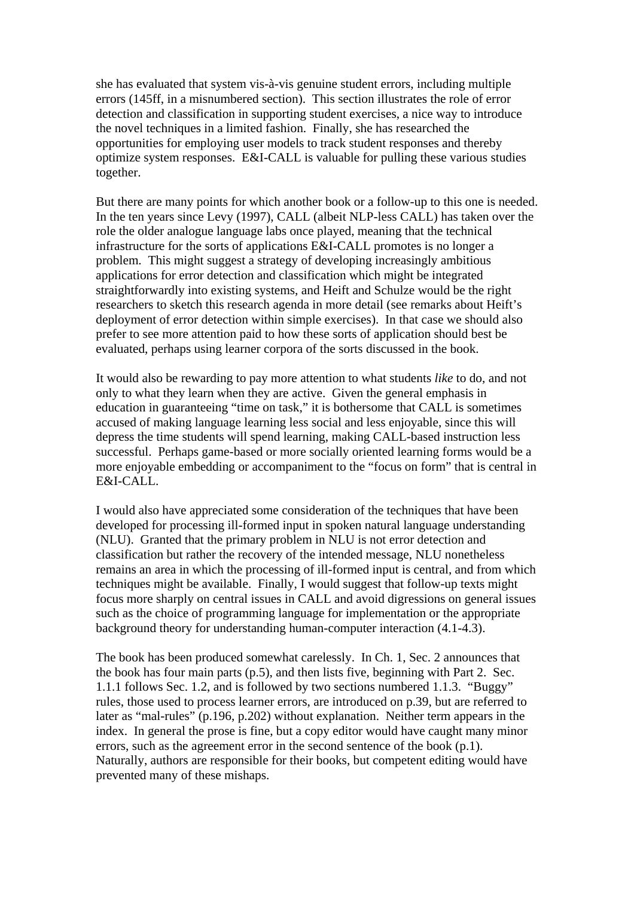she has evaluated that system vis-à-vis genuine student errors, including multiple errors (145ff, in a misnumbered section). This section illustrates the role of error detection and classification in supporting student exercises, a nice way to introduce the novel techniques in a limited fashion. Finally, she has researched the opportunities for employing user models to track student responses and thereby optimize system responses. E&I-CALL is valuable for pulling these various studies together.

But there are many points for which another book or a follow-up to this one is needed. In the ten years since Levy (1997), CALL (albeit NLP-less CALL) has taken over the role the older analogue language labs once played, meaning that the technical infrastructure for the sorts of applications E&I-CALL promotes is no longer a problem. This might suggest a strategy of developing increasingly ambitious applications for error detection and classification which might be integrated straightforwardly into existing systems, and Heift and Schulze would be the right researchers to sketch this research agenda in more detail (see remarks about Heift's deployment of error detection within simple exercises). In that case we should also prefer to see more attention paid to how these sorts of application should best be evaluated, perhaps using learner corpora of the sorts discussed in the book.

It would also be rewarding to pay more attention to what students *like* to do, and not only to what they learn when they are active. Given the general emphasis in education in guaranteeing "time on task," it is bothersome that CALL is sometimes accused of making language learning less social and less enjoyable, since this will depress the time students will spend learning, making CALL-based instruction less successful. Perhaps game-based or more socially oriented learning forms would be a more enjoyable embedding or accompaniment to the "focus on form" that is central in E&I-CALL.

I would also have appreciated some consideration of the techniques that have been developed for processing ill-formed input in spoken natural language understanding (NLU). Granted that the primary problem in NLU is not error detection and classification but rather the recovery of the intended message, NLU nonetheless remains an area in which the processing of ill-formed input is central, and from which techniques might be available. Finally, I would suggest that follow-up texts might focus more sharply on central issues in CALL and avoid digressions on general issues such as the choice of programming language for implementation or the appropriate background theory for understanding human-computer interaction (4.1-4.3).

The book has been produced somewhat carelessly. In Ch. 1, Sec. 2 announces that the book has four main parts (p.5), and then lists five, beginning with Part 2. Sec. 1.1.1 follows Sec. 1.2, and is followed by two sections numbered 1.1.3. "Buggy" rules, those used to process learner errors, are introduced on p.39, but are referred to later as "mal-rules" (p.196, p.202) without explanation. Neither term appears in the index. In general the prose is fine, but a copy editor would have caught many minor errors, such as the agreement error in the second sentence of the book (p.1). Naturally, authors are responsible for their books, but competent editing would have prevented many of these mishaps.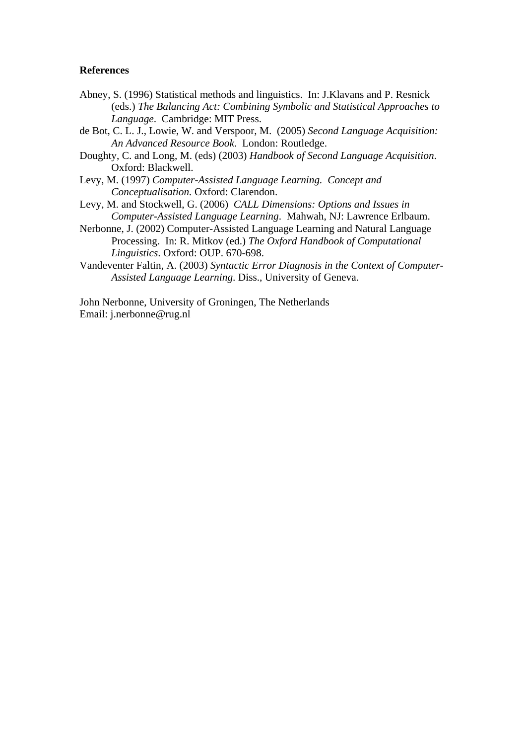**References**

Abney, S. (1996) Statistical methods and linguistics. In: J.Klavans and P. Resnick (eds.) *The Balancing Act: Combining Symbolic and Statistical Approaches to Language*. Cambridge: MIT Press.

de Bot, C. L. J., Lowie, W. and Verspoor, M. (2005) *Second Language Acquisition: An Advanced Resource Book*. London: Routledge.

Doughty, C. and Long, M. (eds) (2003) *Handbook of Second Language Acquisition*. Oxford: Blackwell.

Levy, M. (1997) *Computer-Assisted Language Learning. Concept and Conceptualisation.* Oxford: Clarendon.

Levy, M. and Stockwell, G. (2006) *CALL Dimensions: Options and Issues in Computer-Assisted Language Learning*. Mahwah, NJ: Lawrence Erlbaum.

Nerbonne, J. (2002) Computer-Assisted Language Learning and Natural Language Processing. In: R. Mitkov (ed.) *The Oxford Handbook of Computational Linguistics*. Oxford: OUP. 670-698.

Vandeventer Faltin, A. (2003) *Syntactic Error Diagnosis in the Context of Computer-Assisted Language Learning*. Diss., University of Geneva.

John Nerbonne, University of Groningen, The Netherlands
Email: j.nerbonne@rug.nl